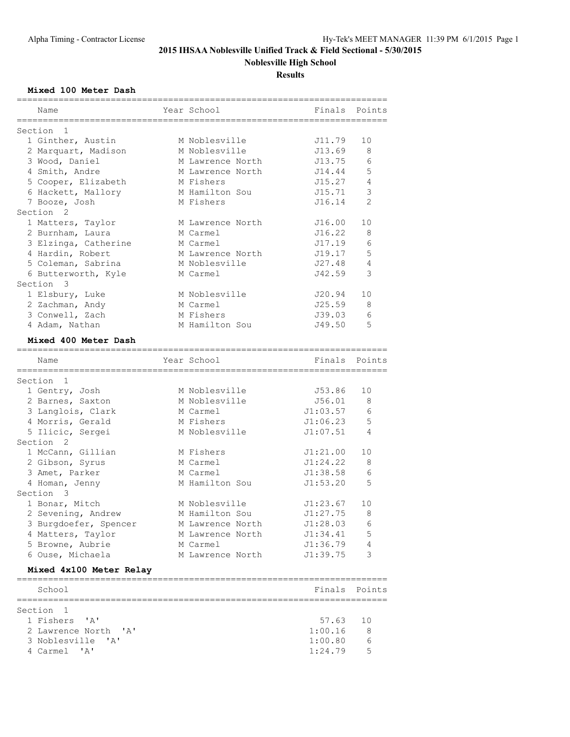# 2015 IHSAA Noblesville Unified Track & Field Sectional - 5/30/2015

## Noblesville High School

### Results

**Mixed 100 Meter Dash**

| Place | Name | Year | School | Finals | Points |
|---|---|---|---|---|---|
| **Section 1** | | | | | |
| 1 | Ginther, Austin | M | Noblesville | J11.79 | 10 |
| 2 | Marquart, Madison | M | Noblesville | J13.69 | 8 |
| 3 | Wood, Daniel | M | Lawrence North | J13.75 | 6 |
| 4 | Smith, Andre | M | Lawrence North | J14.44 | 5 |
| 5 | Cooper, Elizabeth | M | Fishers | J15.27 | 4 |
| 6 | Hackett, Mallory | M | Hamilton Sou | J15.71 | 3 |
| 7 | Booze, Josh | M | Fishers | J16.14 | 2 |
| **Section 2** | | | | | |
| 1 | Matters, Taylor | M | Lawrence North | J16.00 | 10 |
| 2 | Burnham, Laura | M | Carmel | J16.22 | 8 |
| 3 | Elzinga, Catherine | M | Carmel | J17.19 | 6 |
| 4 | Hardin, Robert | M | Lawrence North | J19.17 | 5 |
| 5 | Coleman, Sabrina | M | Noblesville | J27.48 | 4 |
| 6 | Butterworth, Kyle | M | Carmel | J42.59 | 3 |
| **Section 3** | | | | | |
| 1 | Elsbury, Luke | M | Noblesville | J20.94 | 10 |
| 2 | Zachman, Andy | M | Carmel | J25.59 | 8 |
| 3 | Conwell, Zach | M | Fishers | J39.03 | 6 |
| 4 | Adam, Nathan | M | Hamilton Sou | J49.50 | 5 |

**Mixed 400 Meter Dash**

| Place | Name | Year | School | Finals | Points |
|---|---|---|---|---|---|
| **Section 1** | | | | | |
| 1 | Gentry, Josh | M | Noblesville | J53.86 | 10 |
| 2 | Barnes, Saxton | M | Noblesville | J56.01 | 8 |
| 3 | Langlois, Clark | M | Carmel | J1:03.57 | 6 |
| 4 | Morris, Gerald | M | Fishers | J1:06.23 | 5 |
| 5 | Ilicic, Sergei | M | Noblesville | J1:07.51 | 4 |
| **Section 2** | | | | | |
| 1 | McCann, Gillian | M | Fishers | J1:21.00 | 10 |
| 2 | Gibson, Syrus | M | Carmel | J1:24.22 | 8 |
| 3 | Amet, Parker | M | Carmel | J1:38.58 | 6 |
| 4 | Homan, Jenny | M | Hamilton Sou | J1:53.20 | 5 |
| **Section 3** | | | | | |
| 1 | Bonar, Mitch | M | Noblesville | J1:23.67 | 10 |
| 2 | Sevening, Andrew | M | Hamilton Sou | J1:27.75 | 8 |
| 3 | Burgdoefer, Spencer | M | Lawrence North | J1:28.03 | 6 |
| 4 | Matters, Taylor | M | Lawrence North | J1:34.41 | 5 |
| 5 | Browne, Aubrie | M | Carmel | J1:36.79 | 4 |
| 6 | Ouse, Michaela | M | Lawrence North | J1:39.75 | 3 |

**Mixed 4x100 Meter Relay**

| Place | School | Finals | Points |
|---|---|---|---|
| **Section 1** | | | |
| 1 | Fishers 'A' | 57.63 | 10 |
| 2 | Lawrence North 'A' | 1:00.16 | 8 |
| 3 | Noblesville 'A' | 1:00.80 | 6 |
| 4 | Carmel 'A' | 1:24.79 | 5 |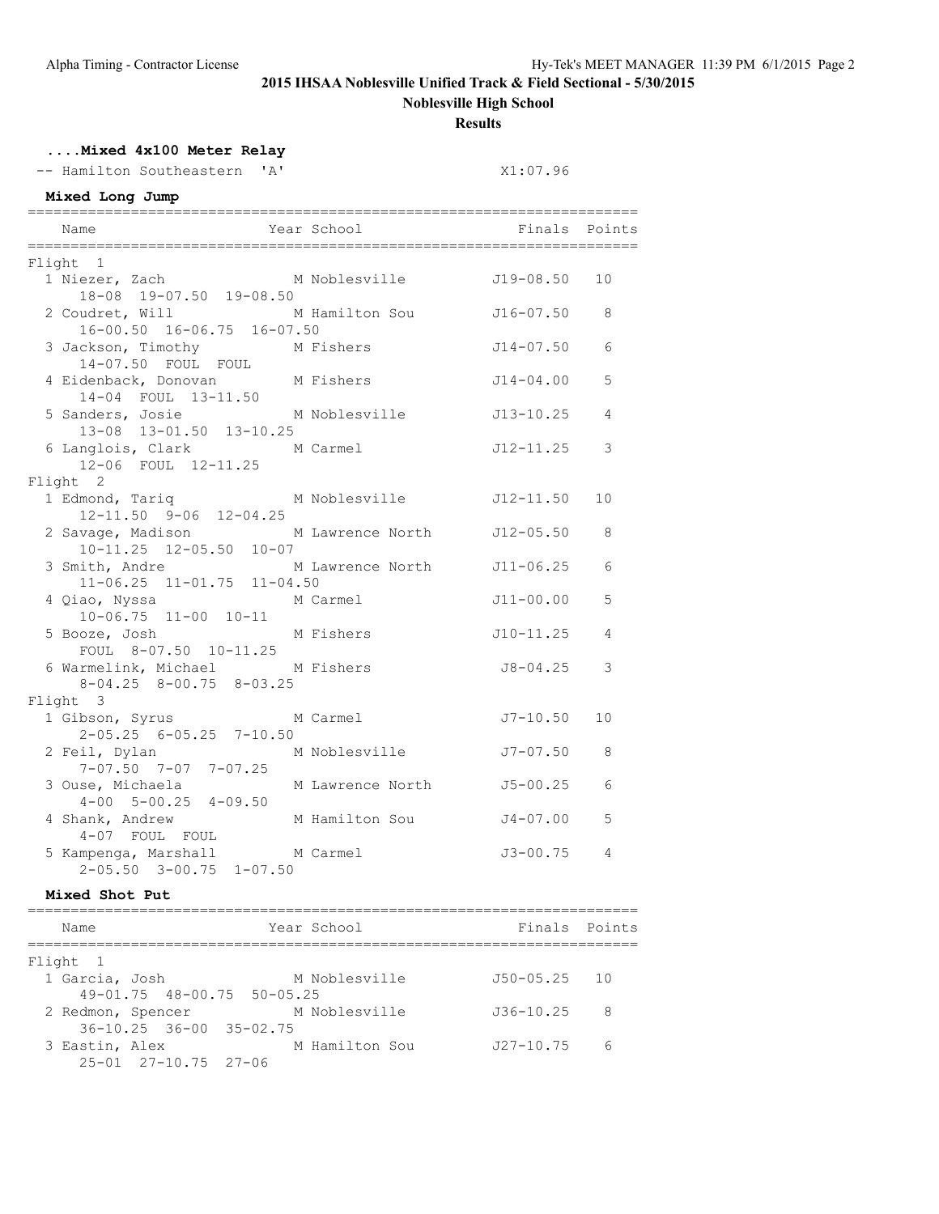## 2015 IHSAA Noblesville Unified Track & Field Sectional - 5/30/2015

**Noblesville High School**

**Results**

### ....Mixed 4x100 Meter Relay

-- Hamilton Southeastern 'A' X1:07.96

### Mixed Long Jump

| Place | Name | Year | School | Finals | Points |
|---|---|---|---|---|---|
| **Flight 1** | | | | | |
| 1 | Niezer, Zach | M | Noblesville | J19-08.50 | 10 |
| | 18-08 19-07.50 19-08.50 | | | | |
| 2 | Coudret, Will | M | Hamilton Sou | J16-07.50 | 8 |
| | 16-00.50 16-06.75 16-07.50 | | | | |
| 3 | Jackson, Timothy | M | Fishers | J14-07.50 | 6 |
| | 14-07.50 FOUL FOUL | | | | |
| 4 | Eidenback, Donovan | M | Fishers | J14-04.00 | 5 |
| | 14-04 FOUL 13-11.50 | | | | |
| 5 | Sanders, Josie | M | Noblesville | J13-10.25 | 4 |
| | 13-08 13-01.50 13-10.25 | | | | |
| 6 | Langlois, Clark | M | Carmel | J12-11.25 | 3 |
| | 12-06 FOUL 12-11.25 | | | | |
| **Flight 2** | | | | | |
| 1 | Edmond, Tariq | M | Noblesville | J12-11.50 | 10 |
| | 12-11.50 9-06 12-04.25 | | | | |
| 2 | Savage, Madison | M | Lawrence North | J12-05.50 | 8 |
| | 10-11.25 12-05.50 10-07 | | | | |
| 3 | Smith, Andre | M | Lawrence North | J11-06.25 | 6 |
| | 11-06.25 11-01.75 11-04.50 | | | | |
| 4 | Qiao, Nyssa | M | Carmel | J11-00.00 | 5 |
| | 10-06.75 11-00 10-11 | | | | |
| 5 | Booze, Josh | M | Fishers | J10-11.25 | 4 |
| | FOUL 8-07.50 10-11.25 | | | | |
| 6 | Warmelink, Michael | M | Fishers | J8-04.25 | 3 |
| | 8-04.25 8-00.75 8-03.25 | | | | |
| **Flight 3** | | | | | |
| 1 | Gibson, Syrus | M | Carmel | J7-10.50 | 10 |
| | 2-05.25 6-05.25 7-10.50 | | | | |
| 2 | Feil, Dylan | M | Noblesville | J7-07.50 | 8 |
| | 7-07.50 7-07 7-07.25 | | | | |
| 3 | Ouse, Michaela | M | Lawrence North | J5-00.25 | 6 |
| | 4-00 5-00.25 4-09.50 | | | | |
| 4 | Shank, Andrew | M | Hamilton Sou | J4-07.00 | 5 |
| | 4-07 FOUL FOUL | | | | |
| 5 | Kampenga, Marshall | M | Carmel | J3-00.75 | 4 |
| | 2-05.50 3-00.75 1-07.50 | | | | |

### Mixed Shot Put

| Place | Name | Year | School | Finals | Points |
|---|---|---|---|---|---|
| **Flight 1** | | | | | |
| 1 | Garcia, Josh | M | Noblesville | J50-05.25 | 10 |
| | 49-01.75 48-00.75 50-05.25 | | | | |
| 2 | Redmon, Spencer | M | Noblesville | J36-10.25 | 8 |
| | 36-10.25 36-00 35-02.75 | | | | |
| 3 | Eastin, Alex | M | Hamilton Sou | J27-10.75 | 6 |
| | 25-01 27-10.75 27-06 | | | | |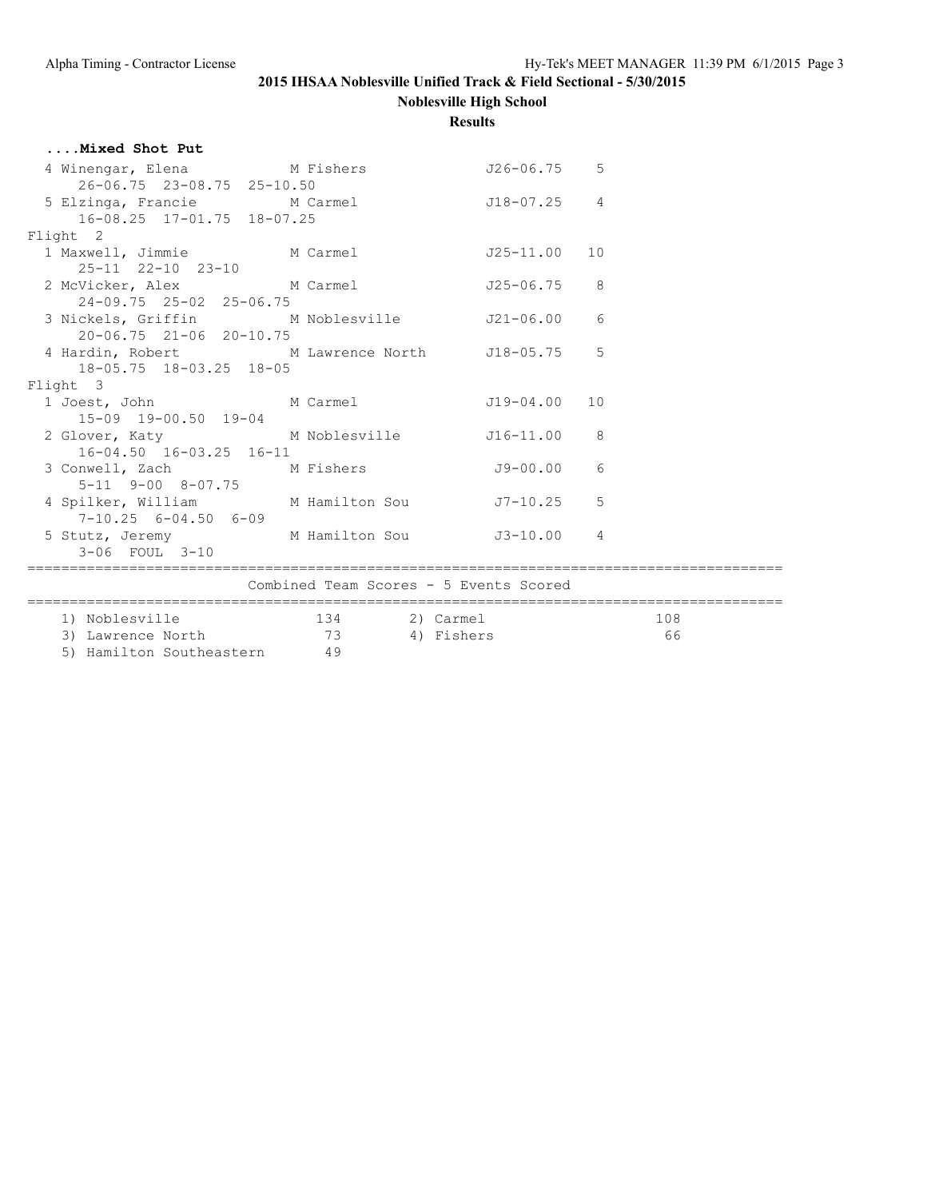**2015 IHSAA Noblesville Unified Track & Field Sectional - 5/30/2015**

**Noblesville High School**

**Results**

**....Mixed Shot Put**

```
  4 Winengar, Elena            M Fishers              J26-06.75    5
      26-06.75  23-08.75  25-10.50
  5 Elzinga, Francie           M Carmel               J18-07.25    4
      16-08.25  17-01.75  18-07.25
Flight  2
  1 Maxwell, Jimmie            M Carmel               J25-11.00   10
      25-11  22-10  23-10
  2 McVicker, Alex             M Carmel               J25-06.75    8
      24-09.75  25-02  25-06.75
  3 Nickels, Griffin           M Noblesville          J21-06.00    6
      20-06.75  21-06  20-10.75
  4 Hardin, Robert             M Lawrence North       J18-05.75    5
      18-05.75  18-03.25  18-05
Flight  3
  1 Joest, John                M Carmel               J19-04.00   10
      15-09  19-00.50  19-04
  2 Glover, Katy               M Noblesville          J16-11.00    8
      16-04.50  16-03.25  16-11
  3 Conwell, Zach              M Fishers               J9-00.00    6
      5-11  9-00  8-07.75
  4 Spilker, William           M Hamilton Sou          J7-10.25    5
      7-10.25  6-04.50  6-09
  5 Stutz, Jeremy              M Hamilton Sou          J3-10.00    4
      3-06  FOUL  3-10
```

**Combined Team Scores - 5 Events Scored**

| | | | |
|---|---|---|---|
| 1) Noblesville | 134 | 2) Carmel | 108 |
| 3) Lawrence North | 73 | 4) Fishers | 66 |
| 5) Hamilton Southeastern | 49 | | |